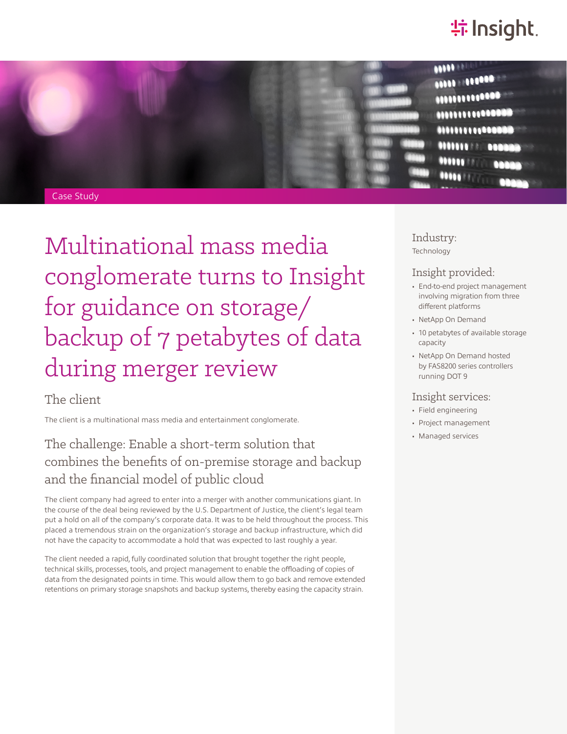Case Study

# Multinational mass media conglomerate turns to Insight for guidance on storage/backup of 7 petabytes of data during merger review

## The client

The client is a multinational mass media and entertainment conglomerate.

## The challenge: Enable a short-term solution that combines the benefits of on-premise storage and backup and the financial model of public cloud

The client company had agreed to enter into a merger with another communications giant. In the course of the deal being reviewed by the U.S. Department of Justice, the client's legal team put a hold on all of the company's corporate data. It was to be held throughout the process. This placed a tremendous strain on the organization's storage and backup infrastructure, which did not have the capacity to accommodate a hold that was expected to last roughly a year.

The client needed a rapid, fully coordinated solution that brought together the right people, technical skills, processes, tools, and project management to enable the offloading of copies of data from the designated points in time. This would allow them to go back and remove extended retentions on primary storage snapshots and backup systems, thereby easing the capacity strain.

### Industry:

Technology

### Insight provided:

- End-to-end project management involving migration from three different platforms
- NetApp On Demand
- 10 petabytes of available storage capacity
- NetApp On Demand hosted by FAS8200 series controllers running DOT 9

### Insight services:

- Field engineering
- Project management
- Managed services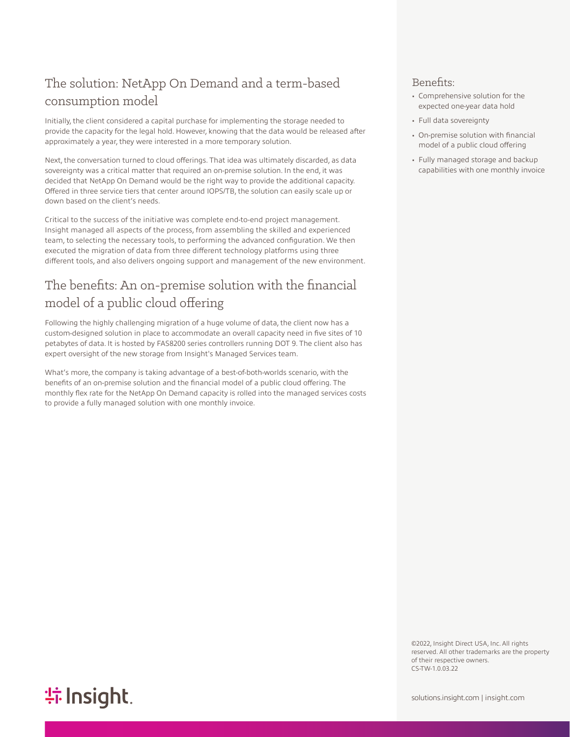## The solution: NetApp On Demand and a term-based consumption model

Initially, the client considered a capital purchase for implementing the storage needed to provide the capacity for the legal hold. However, knowing that the data would be released after approximately a year, they were interested in a more temporary solution.

Next, the conversation turned to cloud offerings. That idea was ultimately discarded, as data sovereignty was a critical matter that required an on-premise solution. In the end, it was decided that NetApp On Demand would be the right way to provide the additional capacity. Offered in three service tiers that center around IOPS/TB, the solution can easily scale up or down based on the client's needs.

Critical to the success of the initiative was complete end-to-end project management. Insight managed all aspects of the process, from assembling the skilled and experienced team, to selecting the necessary tools, to performing the advanced configuration. We then executed the migration of data from three different technology platforms using three different tools, and also delivers ongoing support and management of the new environment.

## The benefits: An on-premise solution with the financial model of a public cloud offering

Following the highly challenging migration of a huge volume of data, the client now has a custom-designed solution in place to accommodate an overall capacity need in five sites of 10 petabytes of data. It is hosted by FAS8200 series controllers running DOT 9. The client also has expert oversight of the new storage from Insight's Managed Services team.

What's more, the company is taking advantage of a best-of-both-worlds scenario, with the benefits of an on-premise solution and the financial model of a public cloud offering. The monthly flex rate for the NetApp On Demand capacity is rolled into the managed services costs to provide a fully managed solution with one monthly invoice.

### Benefits:

- Comprehensive solution for the expected one-year data hold
- Full data sovereignty
- On-premise solution with financial model of a public cloud offering
- Fully managed storage and backup capabilities with one monthly invoice

©2022, Insight Direct USA, Inc. All rights reserved. All other trademarks are the property of their respective owners.
CS-TW-1.0.03.22

Insight.

solutions.insight.com | insight.com